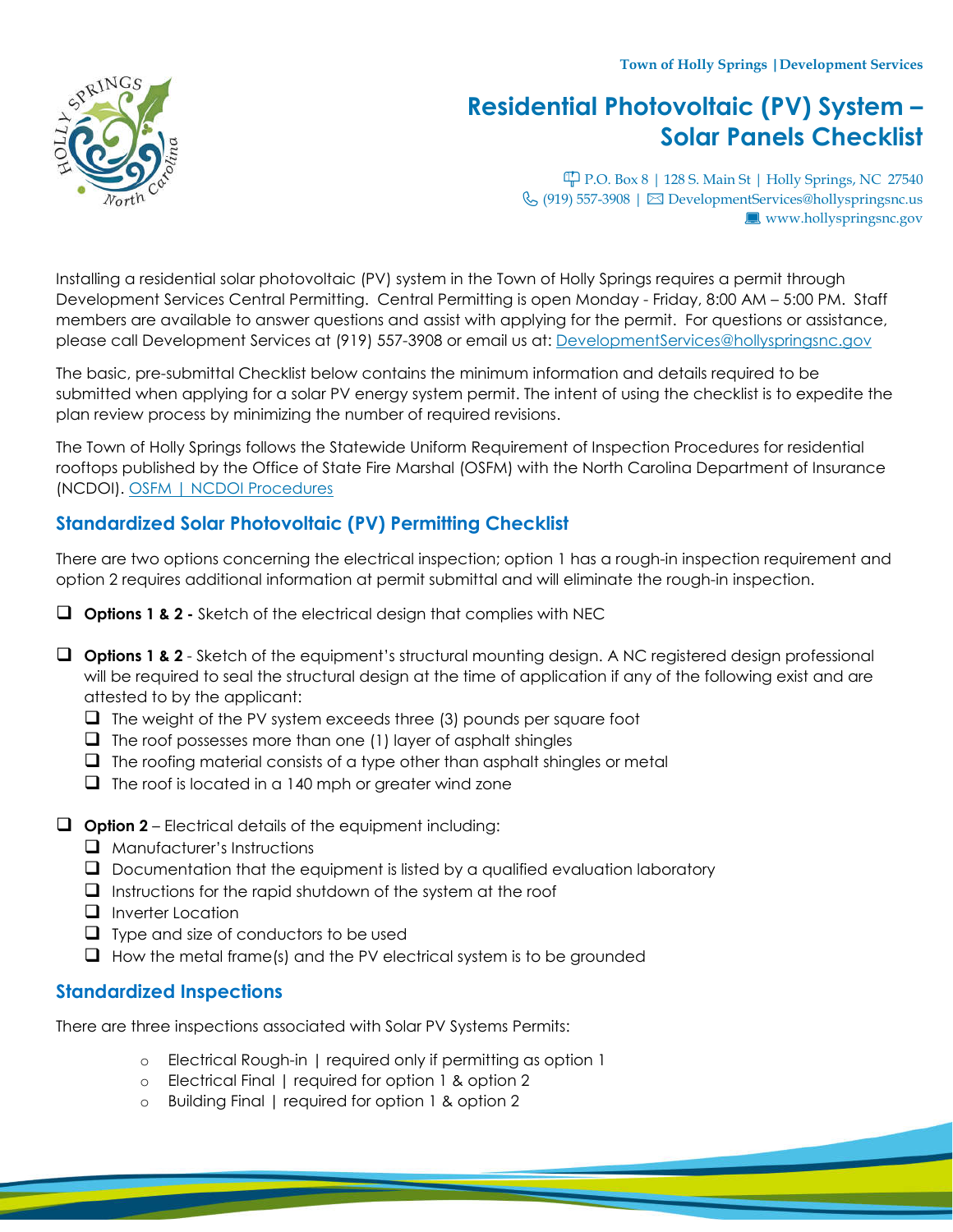Town of Holly Springs | Development Services

# Residential Photovoltaic (PV) System – Solar Panels Checklist

P.O. Box 8 | 128 S. Main St | Holly Springs, NC 27540
(919) 557-3908 | DevelopmentServices@hollyspringsnc.us
www.hollyspringsnc.gov

Installing a residential solar photovoltaic (PV) system in the Town of Holly Springs requires a permit through Development Services Central Permitting. Central Permitting is open Monday - Friday, 8:00 AM – 5:00 PM. Staff members are available to answer questions and assist with applying for the permit. For questions or assistance, please call Development Services at (919) 557-3908 or email us at: DevelopmentServices@hollyspringsnc.gov

The basic, pre-submittal Checklist below contains the minimum information and details required to be submitted when applying for a solar PV energy system permit. The intent of using the checklist is to expedite the plan review process by minimizing the number of required revisions.

The Town of Holly Springs follows the Statewide Uniform Requirement of Inspection Procedures for residential rooftops published by the Office of State Fire Marshal (OSFM) with the North Carolina Department of Insurance (NCDOI). OSFM | NCDOI Procedures

## Standardized Solar Photovoltaic (PV) Permitting Checklist

There are two options concerning the electrical inspection; option 1 has a rough-in inspection requirement and option 2 requires additional information at permit submittal and will eliminate the rough-in inspection.

- [ ] **Options 1 & 2 -** Sketch of the electrical design that complies with NEC
- [ ] **Options 1 & 2** - Sketch of the equipment's structural mounting design. A NC registered design professional will be required to seal the structural design at the time of application if any of the following exist and are attested to by the applicant:
  - [ ] The weight of the PV system exceeds three (3) pounds per square foot
  - [ ] The roof possesses more than one (1) layer of asphalt shingles
  - [ ] The roofing material consists of a type other than asphalt shingles or metal
  - [ ] The roof is located in a 140 mph or greater wind zone
- [ ] **Option 2** – Electrical details of the equipment including:
  - [ ] Manufacturer's Instructions
  - [ ] Documentation that the equipment is listed by a qualified evaluation laboratory
  - [ ] Instructions for the rapid shutdown of the system at the roof
  - [ ] Inverter Location
  - [ ] Type and size of conductors to be used
  - [ ] How the metal frame(s) and the PV electrical system is to be grounded

## Standardized Inspections

There are three inspections associated with Solar PV Systems Permits:

- Electrical Rough-in | required only if permitting as option 1
- Electrical Final | required for option 1 & option 2
- Building Final | required for option 1 & option 2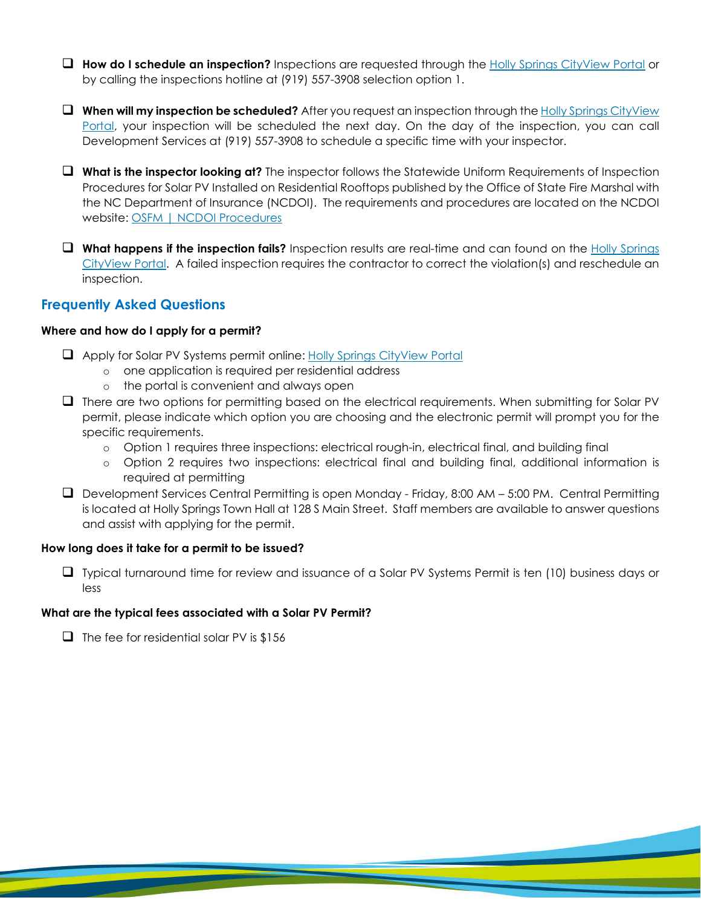- **How do I schedule an inspection?** Inspections are requested through the [Holly Springs CityView Portal] or by calling the inspections hotline at (919) 557-3908 selection option 1.

- **When will my inspection be scheduled?** After you request an inspection through the [Holly Springs CityView Portal], your inspection will be scheduled the next day. On the day of the inspection, you can call Development Services at (919) 557-3908 to schedule a specific time with your inspector.

- **What is the inspector looking at?** The inspector follows the Statewide Uniform Requirements of Inspection Procedures for Solar PV Installed on Residential Rooftops published by the Office of State Fire Marshal with the NC Department of Insurance (NCDOI). The requirements and procedures are located on the NCDOI website: [OSFM | NCDOI Procedures]

- **What happens if the inspection fails?** Inspection results are real-time and can found on the [Holly Springs CityView Portal]. A failed inspection requires the contractor to correct the violation(s) and reschedule an inspection.

## Frequently Asked Questions

**Where and how do I apply for a permit?**

- Apply for Solar PV Systems permit online: [Holly Springs CityView Portal]
  - one application is required per residential address
  - the portal is convenient and always open
- There are two options for permitting based on the electrical requirements. When submitting for Solar PV permit, please indicate which option you are choosing and the electronic permit will prompt you for the specific requirements.
  - Option 1 requires three inspections: electrical rough-in, electrical final, and building final
  - Option 2 requires two inspections: electrical final and building final, additional information is required at permitting
- Development Services Central Permitting is open Monday - Friday, 8:00 AM – 5:00 PM. Central Permitting is located at Holly Springs Town Hall at 128 S Main Street. Staff members are available to answer questions and assist with applying for the permit.

**How long does it take for a permit to be issued?**

- Typical turnaround time for review and issuance of a Solar PV Systems Permit is ten (10) business days or less

**What are the typical fees associated with a Solar PV Permit?**

- The fee for residential solar PV is $156